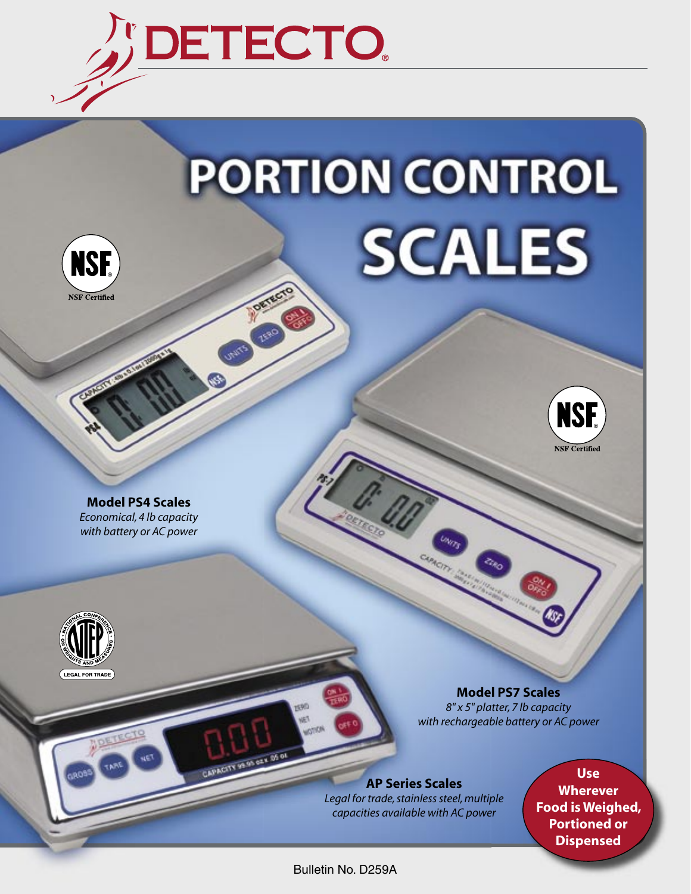# DETECTO

# PORTION CONTROL SCALES

NSF Certified

**Model PS4 Scales**
*Economical, 4 lb capacity with battery or AC power*

NSF Certified

**Model PS7 Scales**
*8" x 5" platter, 7 lb capacity with rechargeable battery or AC power*

LEGAL FOR TRADE

**AP Series Scales**
*Legal for trade, stainless steel, multiple capacities available with AC power*

**Use Wherever Food is Weighed, Portioned or Dispensed**

Bulletin No. D259A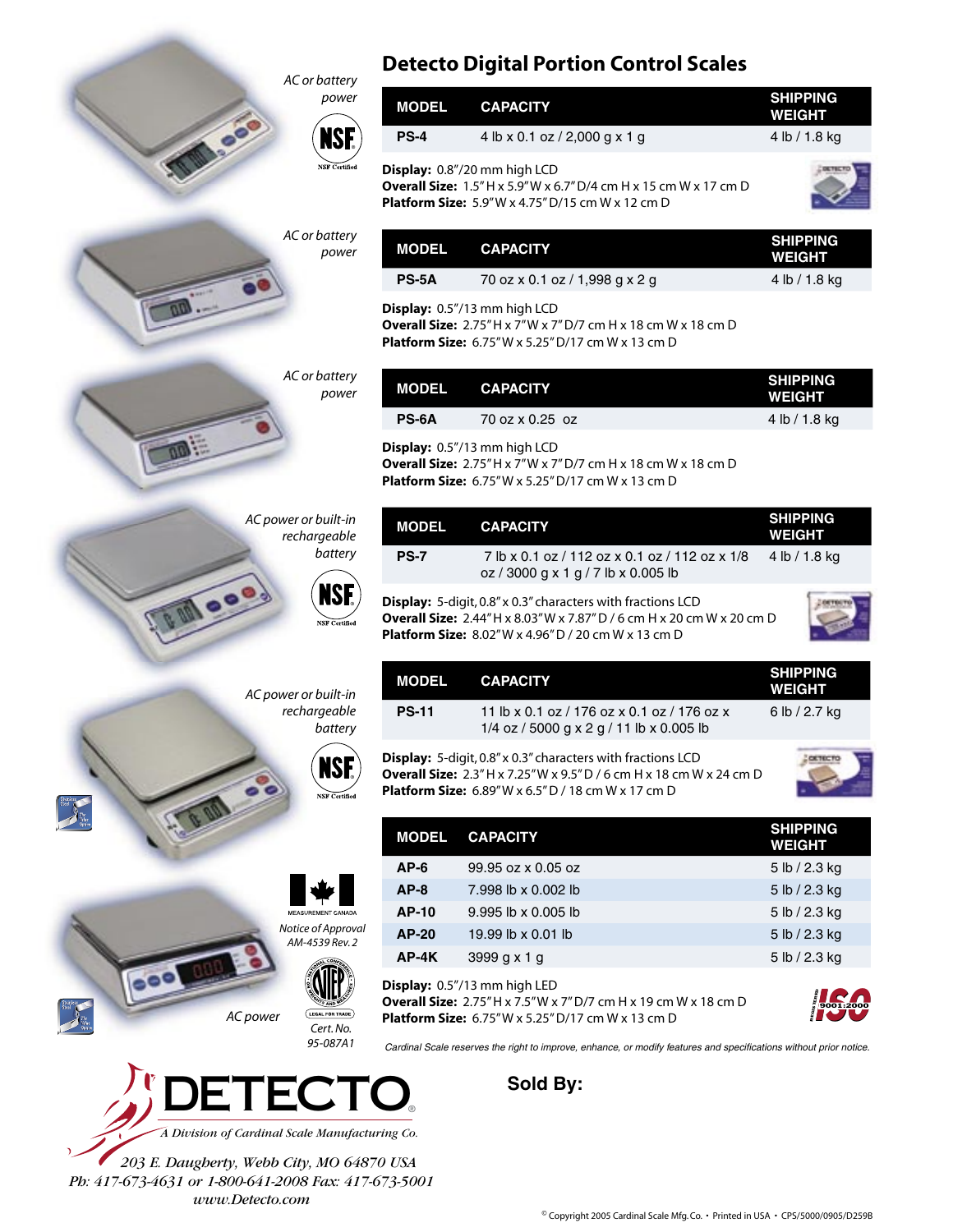# Detecto Digital Portion Control Scales

*AC or battery power*

NSF Certified

| MODEL | CAPACITY | SHIPPING WEIGHT |
|---|---|---|
| PS-4 | 4 lb x 0.1 oz / 2,000 g x 1 g | 4 lb / 1.8 kg |

**Display:** 0.8"/20 mm high LCD
**Overall Size:** 1.5" H x 5.9" W x 6.7" D/4 cm H x 15 cm W x 17 cm D
**Platform Size:** 5.9" W x 4.75" D/15 cm W x 12 cm D

*AC or battery power*

| MODEL | CAPACITY | SHIPPING WEIGHT |
|---|---|---|
| PS-5A | 70 oz x 0.1 oz / 1,998 g x 2 g | 4 lb / 1.8 kg |

**Display:** 0.5"/13 mm high LCD
**Overall Size:** 2.75" H x 7" W x 7" D/7 cm H x 18 cm W x 18 cm D
**Platform Size:** 6.75" W x 5.25" D/17 cm W x 13 cm D

*AC or battery power*

| MODEL | CAPACITY | SHIPPING WEIGHT |
|---|---|---|
| PS-6A | 70 oz x 0.25 oz | 4 lb / 1.8 kg |

**Display:** 0.5"/13 mm high LCD
**Overall Size:** 2.75" H x 7" W x 7" D/7 cm H x 18 cm W x 18 cm D
**Platform Size:** 6.75" W x 5.25" D/17 cm W x 13 cm D

*AC power or built-in rechargeable battery*

NSF Certified

| MODEL | CAPACITY | SHIPPING WEIGHT |
|---|---|---|
| PS-7 | 7 lb x 0.1 oz / 112 oz x 0.1 oz / 112 oz x 1/8 oz / 3000 g x 1 g / 7 lb x 0.005 lb | 4 lb / 1.8 kg |

**Display:** 5-digit, 0.8" x 0.3" characters with fractions LCD
**Overall Size:** 2.44" H x 8.03" W x 7.87" D / 6 cm H x 20 cm W x 20 cm D
**Platform Size:** 8.02" W x 4.96" D / 20 cm W x 13 cm D

*AC power or built-in rechargeable battery*

NSF Certified

| MODEL | CAPACITY | SHIPPING WEIGHT |
|---|---|---|
| PS-11 | 11 lb x 0.1 oz / 176 oz x 0.1 oz / 176 oz x 1/4 oz / 5000 g x 2 g / 11 lb x 0.005 lb | 6 lb / 2.7 kg |

**Display:** 5-digit, 0.8" x 0.3" characters with fractions LCD
**Overall Size:** 2.3" H x 7.25" W x 9.5" D / 6 cm H x 18 cm W x 24 cm D
**Platform Size:** 6.89" W x 6.5" D / 18 cm W x 17 cm D

*AC power*

MEASUREMENT CANADA
*Notice of Approval AM-4539 Rev. 2*

NTEP — LEGAL FOR TRADE
*Cert. No. 95-087A1*

| MODEL | CAPACITY | SHIPPING WEIGHT |
|---|---|---|
| AP-6 | 99.95 oz x 0.05 oz | 5 lb / 2.3 kg |
| AP-8 | 7.998 lb x 0.002 lb | 5 lb / 2.3 kg |
| AP-10 | 9.995 lb x 0.005 lb | 5 lb / 2.3 kg |
| AP-20 | 19.99 lb x 0.01 lb | 5 lb / 2.3 kg |
| AP-4K | 3999 g x 1 g | 5 lb / 2.3 kg |

**Display:** 0.5"/13 mm high LED
**Overall Size:** 2.75" H x 7.5" W x 7" D/7 cm H x 19 cm W x 18 cm D
**Platform Size:** 6.75" W x 5.25" D/17 cm W x 13 cm D

ISO 9001:2000 Registered

*Cardinal Scale reserves the right to improve, enhance, or modify features and specifications without prior notice.*

**DETECTO**
*A Division of Cardinal Scale Manufacturing Co.*

*203 E. Daugherty, Webb City, MO 64870 USA*
*Ph: 417-673-4631 or 1-800-641-2008 Fax: 417-673-5001*
*www.Detecto.com*

**Sold By:**

© Copyright 2005 Cardinal Scale Mfg. Co. • Printed in USA • CPS/5000/0905/D259B